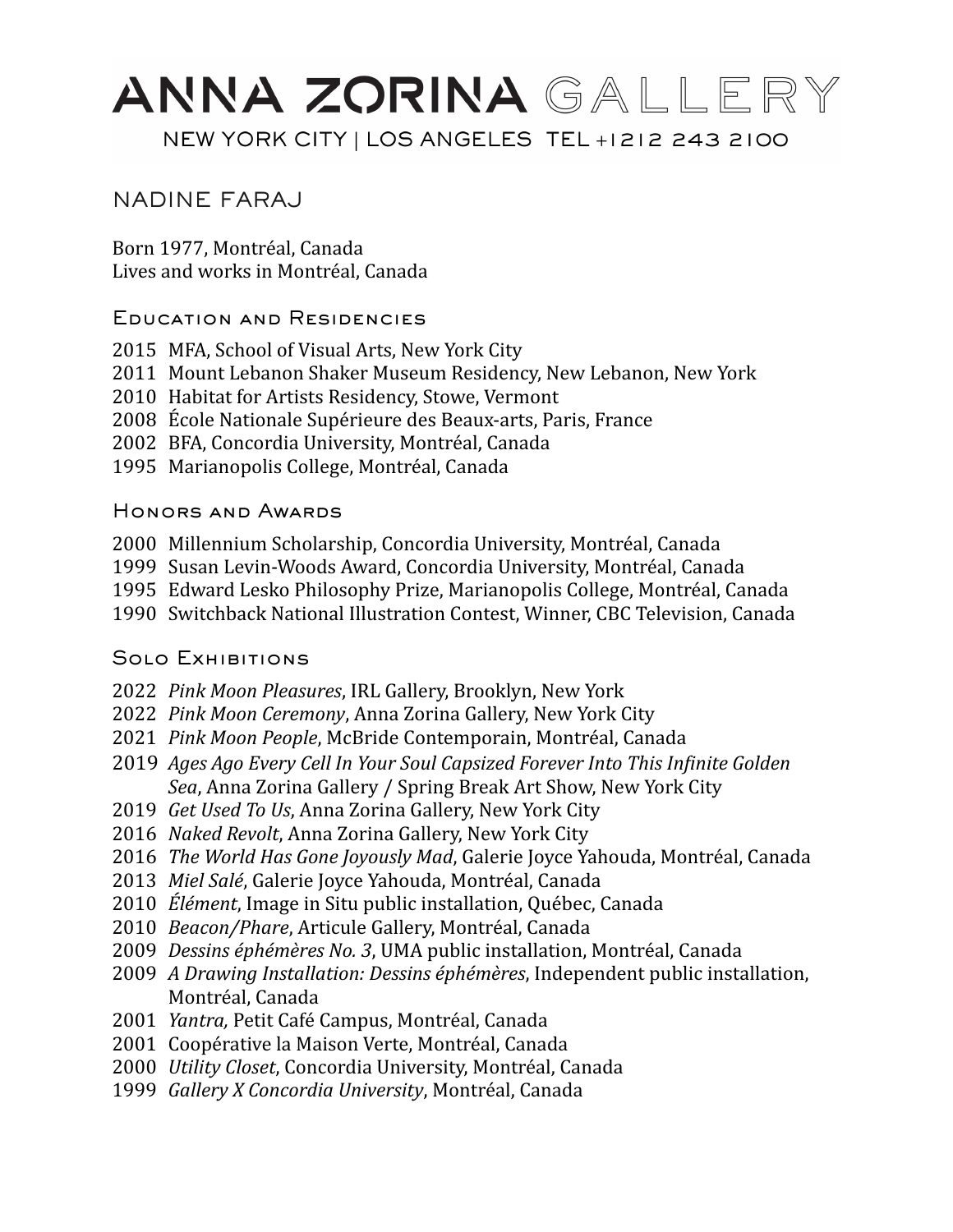# ANNA ZORINA GALLERY

NEW YORK CITY | LOS ANGELES TEL +1212 243 2100

## NADINE FARAJ

Born 1977, Montréal, Canada
Lives and works in Montréal, Canada

### Education and Residencies

2015 MFA, School of Visual Arts, New York City
2011 Mount Lebanon Shaker Museum Residency, New Lebanon, New York
2010 Habitat for Artists Residency, Stowe, Vermont
2008 École Nationale Supérieure des Beaux-arts, Paris, France
2002 BFA, Concordia University, Montréal, Canada
1995 Marianopolis College, Montréal, Canada

### Honors and Awards

2000 Millennium Scholarship, Concordia University, Montréal, Canada
1999 Susan Levin-Woods Award, Concordia University, Montréal, Canada
1995 Edward Lesko Philosophy Prize, Marianopolis College, Montréal, Canada
1990 Switchback National Illustration Contest, Winner, CBC Television, Canada

### Solo Exhibitions

2022 *Pink Moon Pleasures*, IRL Gallery, Brooklyn, New York
2022 *Pink Moon Ceremony*, Anna Zorina Gallery, New York City
2021 *Pink Moon People*, McBride Contemporain, Montréal, Canada
2019 *Ages Ago Every Cell In Your Soul Capsized Forever Into This Infinite Golden Sea*, Anna Zorina Gallery / Spring Break Art Show, New York City
2019 *Get Used To Us*, Anna Zorina Gallery, New York City
2016 *Naked Revolt*, Anna Zorina Gallery, New York City
2016 *The World Has Gone Joyously Mad*, Galerie Joyce Yahouda, Montréal, Canada
2013 *Miel Salé*, Galerie Joyce Yahouda, Montréal, Canada
2010 *Élément*, Image in Situ public installation, Québec, Canada
2010 *Beacon/Phare*, Articule Gallery, Montréal, Canada
2009 *Dessins éphémères No. 3*, UMA public installation, Montréal, Canada
2009 *A Drawing Installation: Dessins éphémères*, Independent public installation, Montréal, Canada
2001 *Yantra,* Petit Café Campus, Montréal, Canada
2001 Coopérative la Maison Verte, Montréal, Canada
2000 *Utility Closet*, Concordia University, Montréal, Canada
1999 *Gallery X Concordia University*, Montréal, Canada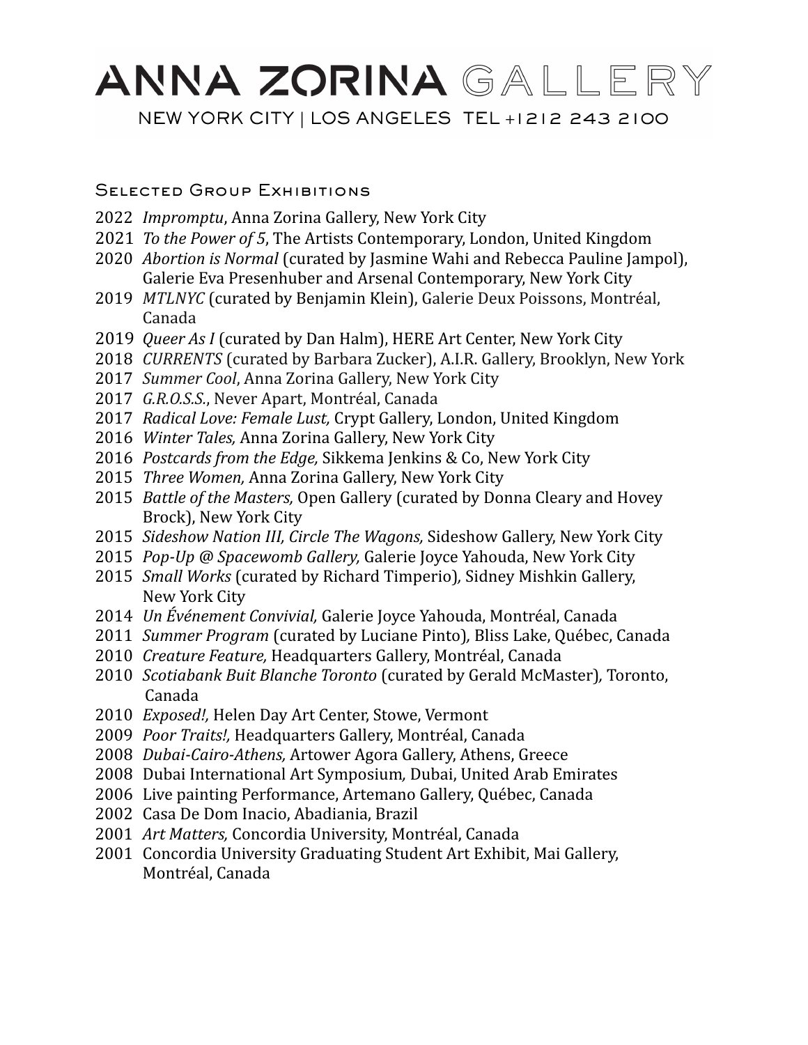# ANNA ZORINA GALLERY

NEW YORK CITY | LOS ANGELES TEL +1212 243 2100

## Selected Group Exhibitions

2022 *Impromptu*, Anna Zorina Gallery, New York City
2021 *To the Power of 5*, The Artists Contemporary, London, United Kingdom
2020 *Abortion is Normal* (curated by Jasmine Wahi and Rebecca Pauline Jampol), Galerie Eva Presenhuber and Arsenal Contemporary, New York City
2019 *MTLNYC* (curated by Benjamin Klein), Galerie Deux Poissons, Montréal, Canada
2019 *Queer As I* (curated by Dan Halm), HERE Art Center, New York City
2018 *CURRENTS* (curated by Barbara Zucker), A.I.R. Gallery, Brooklyn, New York
2017 *Summer Cool*, Anna Zorina Gallery, New York City
2017 *G.R.O.S.S.*, Never Apart, Montréal, Canada
2017 *Radical Love: Female Lust,* Crypt Gallery, London, United Kingdom
2016 *Winter Tales,* Anna Zorina Gallery, New York City
2016 *Postcards from the Edge,* Sikkema Jenkins & Co, New York City
2015 *Three Women,* Anna Zorina Gallery, New York City
2015 *Battle of the Masters,* Open Gallery (curated by Donna Cleary and Hovey Brock), New York City
2015 *Sideshow Nation III, Circle The Wagons,* Sideshow Gallery, New York City
2015 *Pop-Up @ Spacewomb Gallery,* Galerie Joyce Yahouda, New York City
2015 *Small Works* (curated by Richard Timperio), Sidney Mishkin Gallery, New York City
2014 *Un Événement Convivial,* Galerie Joyce Yahouda, Montréal, Canada
2011 *Summer Program* (curated by Luciane Pinto), Bliss Lake, Québec, Canada
2010 *Creature Feature,* Headquarters Gallery, Montréal, Canada
2010 *Scotiabank Buit Blanche Toronto* (curated by Gerald McMaster), Toronto, Canada
2010 *Exposed!,* Helen Day Art Center, Stowe, Vermont
2009 *Poor Traits!,* Headquarters Gallery, Montréal, Canada
2008 *Dubai-Cairo-Athens,* Artower Agora Gallery, Athens, Greece
2008 Dubai International Art Symposium, Dubai, United Arab Emirates
2006 Live painting Performance, Artemano Gallery, Québec, Canada
2002 Casa De Dom Inacio, Abadiania, Brazil
2001 *Art Matters,* Concordia University, Montréal, Canada
2001 Concordia University Graduating Student Art Exhibit, Mai Gallery, Montréal, Canada